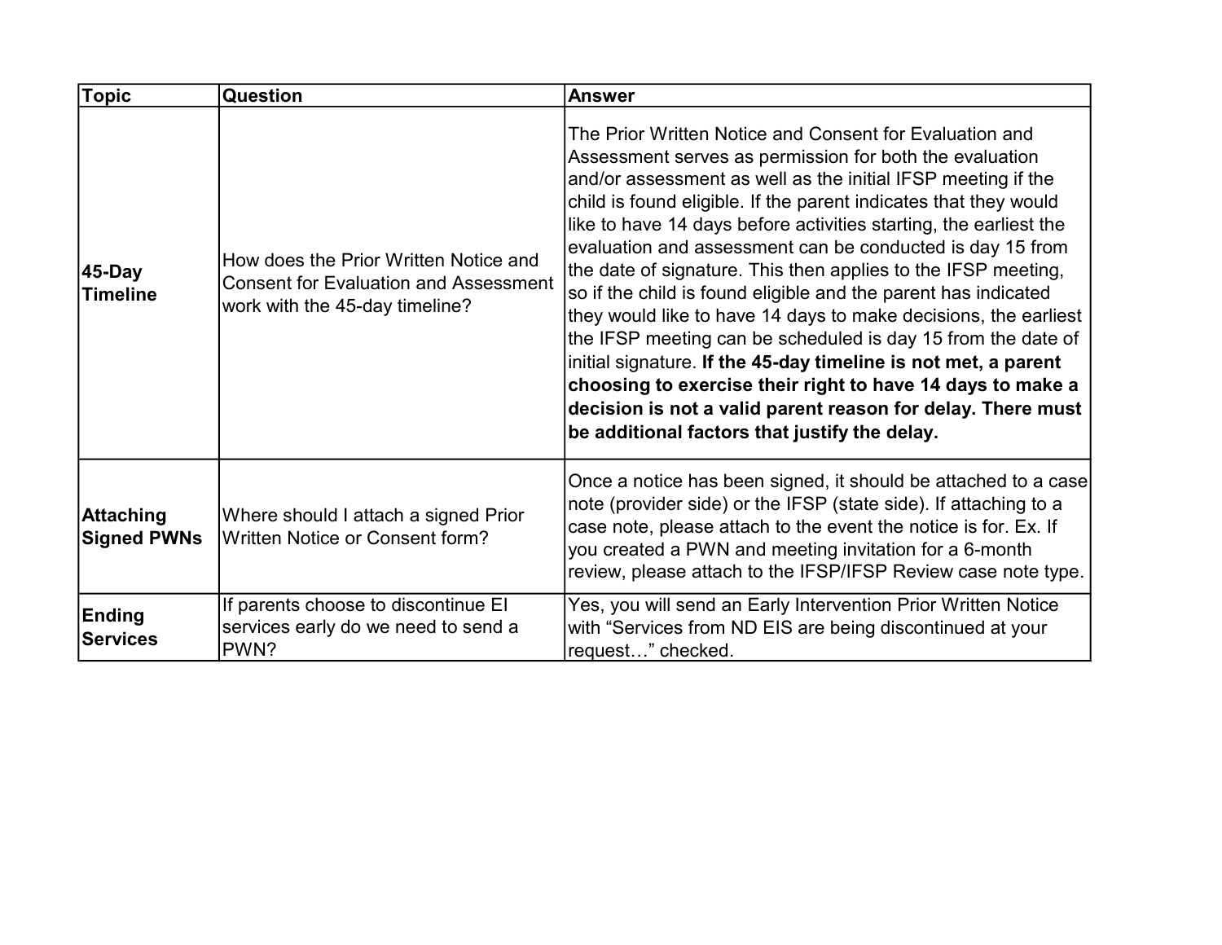| Topic | Question | Answer |
| --- | --- | --- |
| **45-Day Timeline** | How does the Prior Written Notice and Consent for Evaluation and Assessment work with the 45-day timeline? | The Prior Written Notice and Consent for Evaluation and Assessment serves as permission for both the evaluation and/or assessment as well as the initial IFSP meeting if the child is found eligible. If the parent indicates that they would like to have 14 days before activities starting, the earliest the evaluation and assessment can be conducted is day 15 from the date of signature. This then applies to the IFSP meeting, so if the child is found eligible and the parent has indicated they would like to have 14 days to make decisions, the earliest the IFSP meeting can be scheduled is day 15 from the date of initial signature. **If the 45-day timeline is not met, a parent choosing to exercise their right to have 14 days to make a decision is not a valid parent reason for delay. There must be additional factors that justify the delay.** |
| **Attaching Signed PWNs** | Where should I attach a signed Prior Written Notice or Consent form? | Once a notice has been signed, it should be attached to a case note (provider side) or the IFSP (state side). If attaching to a case note, please attach to the event the notice is for. Ex. If you created a PWN and meeting invitation for a 6-month review, please attach to the IFSP/IFSP Review case note type. |
| **Ending Services** | If parents choose to discontinue EI services early do we need to send a PWN? | Yes, you will send an Early Intervention Prior Written Notice with "Services from ND EIS are being discontinued at your request…" checked. |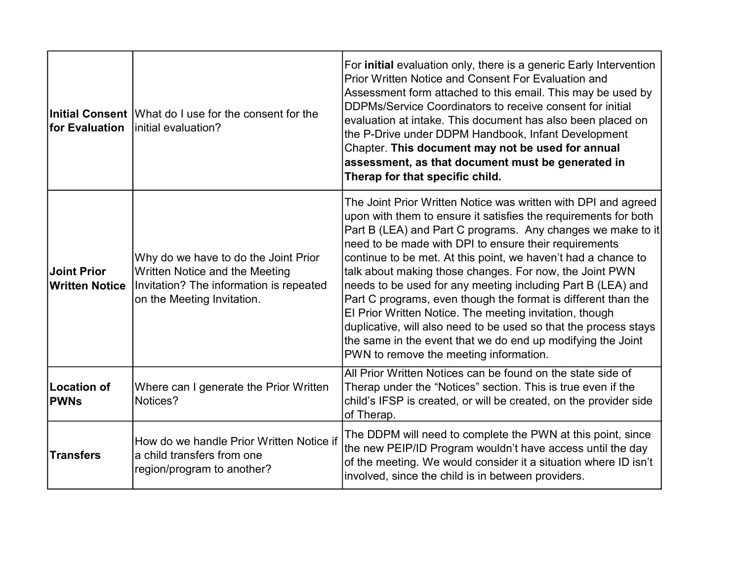| | | |
|---|---|---|
| **Initial Consent for Evaluation** | What do I use for the consent for the initial evaluation? | For **initial** evaluation only, there is a generic Early Intervention Prior Written Notice and Consent For Evaluation and Assessment form attached to this email. This may be used by DDPMs/Service Coordinators to receive consent for initial evaluation at intake. This document has also been placed on the P-Drive under DDPM Handbook, Infant Development Chapter. **This document may not be used for annual assessment, as that document must be generated in Therap for that specific child.** |
| **Joint Prior Written Notice** | Why do we have to do the Joint Prior Written Notice and the Meeting Invitation? The information is repeated on the Meeting Invitation. | The Joint Prior Written Notice was written with DPI and agreed upon with them to ensure it satisfies the requirements for both Part B (LEA) and Part C programs. Any changes we make to it need to be made with DPI to ensure their requirements continue to be met. At this point, we haven't had a chance to talk about making those changes. For now, the Joint PWN needs to be used for any meeting including Part B (LEA) and Part C programs, even though the format is different than the EI Prior Written Notice. The meeting invitation, though duplicative, will also need to be used so that the process stays the same in the event that we do end up modifying the Joint PWN to remove the meeting information. |
| **Location of PWNs** | Where can I generate the Prior Written Notices? | All Prior Written Notices can be found on the state side of Therap under the "Notices" section. This is true even if the child's IFSP is created, or will be created, on the provider side of Therap. |
| **Transfers** | How do we handle Prior Written Notice if a child transfers from one region/program to another? | The DDPM will need to complete the PWN at this point, since the new PEIP/ID Program wouldn't have access until the day of the meeting. We would consider it a situation where ID isn't involved, since the child is in between providers. |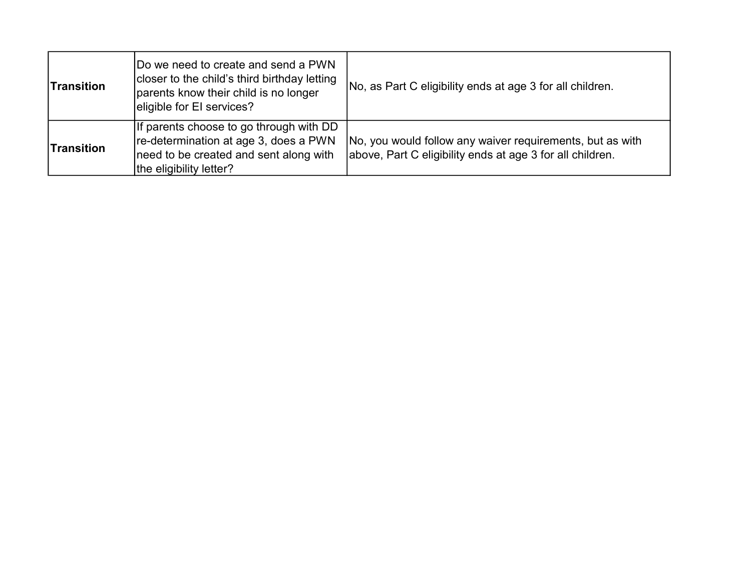| | | |
|---|---|---|
| **Transition** | Do we need to create and send a PWN closer to the child's third birthday letting parents know their child is no longer eligible for EI services? | No, as Part C eligibility ends at age 3 for all children. |
| **Transition** | If parents choose to go through with DD re-determination at age 3, does a PWN need to be created and sent along with the eligibility letter? | No, you would follow any waiver requirements, but as with above, Part C eligibility ends at age 3 for all children. |